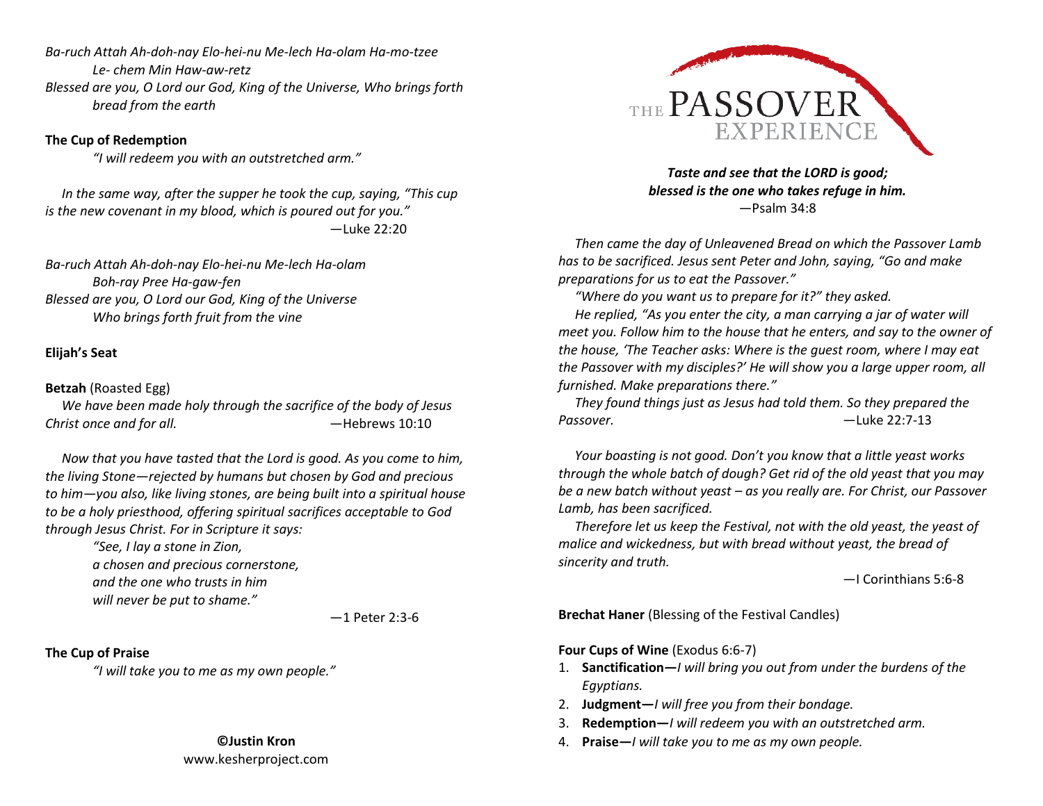*Ba-ruch Attah Ah-doh-nay Elo-hei-nu Me-lech Ha-olam Ha-mo-tzee Le- chem Min Haw-aw-retz*
*Blessed are you, O Lord our God, King of the Universe, Who brings forth bread from the earth*

**The Cup of Redemption**

*"I will redeem you with an outstretched arm."*

*In the same way, after the supper he took the cup, saying, "This cup is the new covenant in my blood, which is poured out for you."*
—Luke 22:20

*Ba-ruch Attah Ah-doh-nay Elo-hei-nu Me-lech Ha-olam Boh-ray Pree Ha-gaw-fen*
*Blessed are you, O Lord our God, King of the Universe Who brings forth fruit from the vine*

**Elijah's Seat**

**Betzah** (Roasted Egg)

*We have been made holy through the sacrifice of the body of Jesus Christ once and for all.* —Hebrews 10:10

*Now that you have tasted that the Lord is good. As you come to him, the living Stone—rejected by humans but chosen by God and precious to him—you also, like living stones, are being built into a spiritual house to be a holy priesthood, offering spiritual sacrifices acceptable to God through Jesus Christ. For in Scripture it says:*

*"See, I lay a stone in Zion,*
*a chosen and precious cornerstone,*
*and the one who trusts in him*
*will never be put to shame."*

—1 Peter 2:3-6

**The Cup of Praise**

*"I will take you to me as my own people."*

**©Justin Kron**
www.kesherproject.com

# THE PASSOVER EXPERIENCE

***Taste and see that the LORD is good;***
***blessed is the one who takes refuge in him.***
—Psalm 34:8

*Then came the day of Unleavened Bread on which the Passover Lamb has to be sacrificed. Jesus sent Peter and John, saying, "Go and make preparations for us to eat the Passover."*

*"Where do you want us to prepare for it?" they asked.*

*He replied, "As you enter the city, a man carrying a jar of water will meet you. Follow him to the house that he enters, and say to the owner of the house, 'The Teacher asks: Where is the guest room, where I may eat the Passover with my disciples?' He will show you a large upper room, all furnished. Make preparations there."*

*They found things just as Jesus had told them. So they prepared the Passover.* —Luke 22:7-13

*Your boasting is not good. Don't you know that a little yeast works through the whole batch of dough? Get rid of the old yeast that you may be a new batch without yeast – as you really are. For Christ, our Passover Lamb, has been sacrificed.*

*Therefore let us keep the Festival, not with the old yeast, the yeast of malice and wickedness, but with bread without yeast, the bread of sincerity and truth.*

—I Corinthians 5:6-8

**Brechat Haner** (Blessing of the Festival Candles)

**Four Cups of Wine** (Exodus 6:6-7)

1. **Sanctification—***I will bring you out from under the burdens of the Egyptians.*
2. **Judgment—***I will free you from their bondage.*
3. **Redemption—***I will redeem you with an outstretched arm.*
4. **Praise—***I will take you to me as my own people.*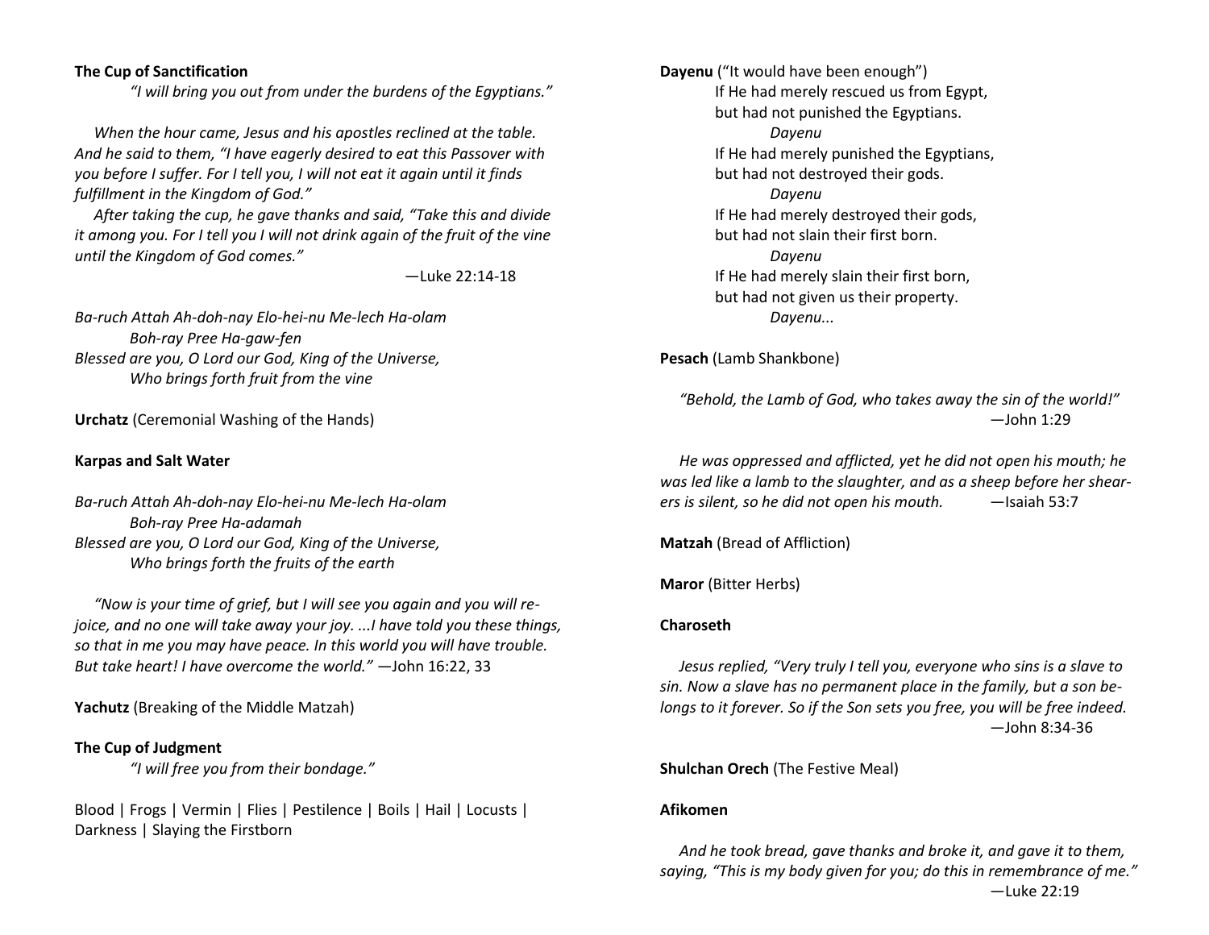**The Cup of Sanctification**

*"I will bring you out from under the burdens of the Egyptians."*

*When the hour came, Jesus and his apostles reclined at the table. And he said to them, "I have eagerly desired to eat this Passover with you before I suffer. For I tell you, I will not eat it again until it finds fulfillment in the Kingdom of God."*

*After taking the cup, he gave thanks and said, "Take this and divide it among you. For I tell you I will not drink again of the fruit of the vine until the Kingdom of God comes."*

—Luke 22:14-18

*Ba-ruch Attah Ah-doh-nay Elo-hei-nu Me-lech Ha-olam*
*Boh-ray Pree Ha-gaw-fen*
*Blessed are you, O Lord our God, King of the Universe,*
*Who brings forth fruit from the vine*

**Urchatz** (Ceremonial Washing of the Hands)

**Karpas and Salt Water**

*Ba-ruch Attah Ah-doh-nay Elo-hei-nu Me-lech Ha-olam*
*Boh-ray Pree Ha-adamah*
*Blessed are you, O Lord our God, King of the Universe,*
*Who brings forth the fruits of the earth*

*"Now is your time of grief, but I will see you again and you will rejoice, and no one will take away your joy. ...I have told you these things, so that in me you may have peace. In this world you will have trouble. But take heart! I have overcome the world."* —John 16:22, 33

**Yachutz** (Breaking of the Middle Matzah)

**The Cup of Judgment**

*"I will free you from their bondage."*

Blood | Frogs | Vermin | Flies | Pestilence | Boils | Hail | Locusts | Darkness | Slaying the Firstborn

**Dayenu** ("It would have been enough")

If He had merely rescued us from Egypt,
but had not punished the Egyptians.
*Dayenu*
If He had merely punished the Egyptians,
but had not destroyed their gods.
*Dayenu*
If He had merely destroyed their gods,
but had not slain their first born.
*Dayenu*
If He had merely slain their first born,
but had not given us their property.
*Dayenu...*

**Pesach** (Lamb Shankbone)

*"Behold, the Lamb of God, who takes away the sin of the world!"*
—John 1:29

*He was oppressed and afflicted, yet he did not open his mouth; he was led like a lamb to the slaughter, and as a sheep before her shearers is silent, so he did not open his mouth.* —Isaiah 53:7

**Matzah** (Bread of Affliction)

**Maror** (Bitter Herbs)

**Charoseth**

*Jesus replied, "Very truly I tell you, everyone who sins is a slave to sin. Now a slave has no permanent place in the family, but a son belongs to it forever. So if the Son sets you free, you will be free indeed.*
—John 8:34-36

**Shulchan Orech** (The Festive Meal)

**Afikomen**

*And he took bread, gave thanks and broke it, and gave it to them, saying, "This is my body given for you; do this in remembrance of me."*
—Luke 22:19